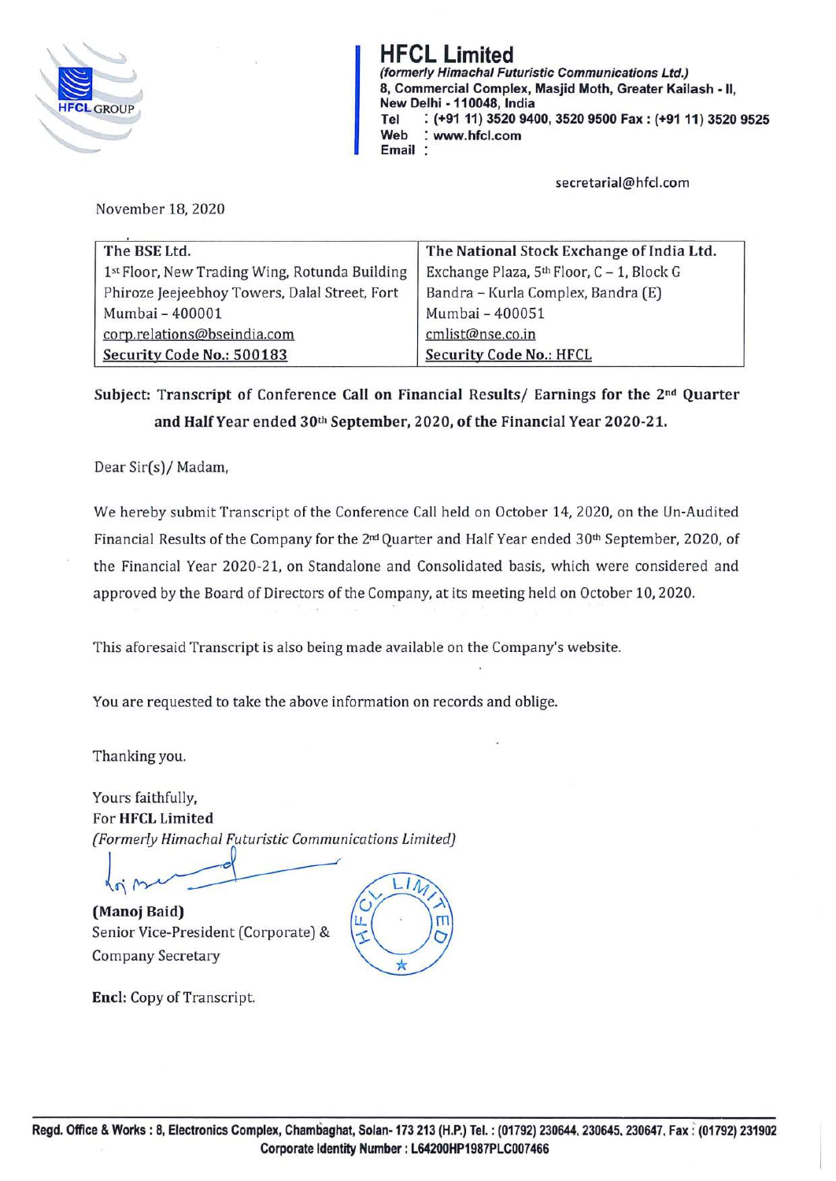# HFCL Limited

*(formerly Himachal Futuristic Communications Ltd.)*
8, Commercial Complex, Masjid Moth, Greater Kailash - II,
New Delhi - 110048, India
Tel : (+91 11) 3520 9400, 3520 9500 Fax : (+91 11) 3520 9525
Web : www.hfcl.com
Email :

secretarial@hfcl.com

November 18, 2020

| The BSE Ltd. | The National Stock Exchange of India Ltd. |
|---|---|
| 1st Floor, New Trading Wing, Rotunda Building | Exchange Plaza, 5th Floor, C – 1, Block G |
| Phiroze Jeejeebhoy Towers, Dalal Street, Fort | Bandra – Kurla Complex, Bandra (E) |
| Mumbai – 400001 | Mumbai – 400051 |
| corp.relations@bseindia.com | cmlist@nse.co.in |
| Security Code No.: 500183 | Security Code No.: HFCL |

**Subject: Transcript of Conference Call on Financial Results/ Earnings for the 2nd Quarter and Half Year ended 30th September, 2020, of the Financial Year 2020-21.**

Dear Sir(s)/ Madam,

We hereby submit Transcript of the Conference Call held on October 14, 2020, on the Un-Audited Financial Results of the Company for the 2nd Quarter and Half Year ended 30th September, 2020, of the Financial Year 2020-21, on Standalone and Consolidated basis, which were considered and approved by the Board of Directors of the Company, at its meeting held on October 10, 2020.

This aforesaid Transcript is also being made available on the Company's website.

You are requested to take the above information on records and oblige.

Thanking you.

Yours faithfully,
For **HFCL Limited**
*(Formerly Himachal Futuristic Communications Limited)*

**(Manoj Baid)**
Senior Vice-President (Corporate) &
Company Secretary

**Encl:** Copy of Transcript.

**Regd. Office & Works : 8, Electronics Complex, Chambaghat, Solan- 173 213 (H.P.) Tel. : (01792) 230644, 230645, 230647, Fax : (01792) 231902**
**Corporate Identity Number : L64200HP1987PLC007466**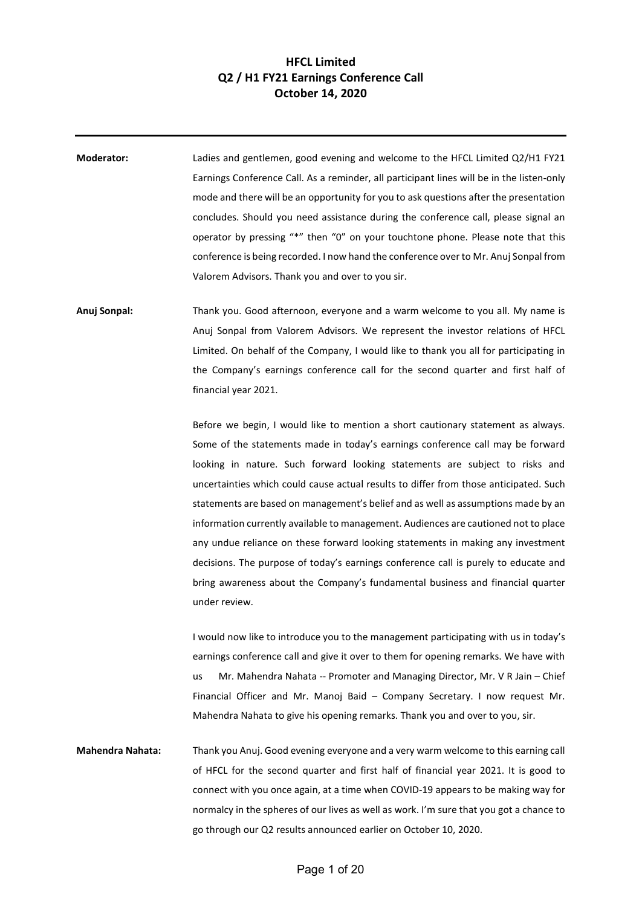# HFCL Limited
## Q2 / H1 FY21 Earnings Conference Call
## October 14, 2020

---

**Moderator:** Ladies and gentlemen, good evening and welcome to the HFCL Limited Q2/H1 FY21 Earnings Conference Call. As a reminder, all participant lines will be in the listen-only mode and there will be an opportunity for you to ask questions after the presentation concludes. Should you need assistance during the conference call, please signal an operator by pressing "*" then "0" on your touchtone phone. Please note that this conference is being recorded. I now hand the conference over to Mr. Anuj Sonpal from Valorem Advisors. Thank you and over to you sir.

**Anuj Sonpal:** Thank you. Good afternoon, everyone and a warm welcome to you all. My name is Anuj Sonpal from Valorem Advisors. We represent the investor relations of HFCL Limited. On behalf of the Company, I would like to thank you all for participating in the Company's earnings conference call for the second quarter and first half of financial year 2021.

Before we begin, I would like to mention a short cautionary statement as always. Some of the statements made in today's earnings conference call may be forward looking in nature. Such forward looking statements are subject to risks and uncertainties which could cause actual results to differ from those anticipated. Such statements are based on management's belief and as well as assumptions made by an information currently available to management. Audiences are cautioned not to place any undue reliance on these forward looking statements in making any investment decisions. The purpose of today's earnings conference call is purely to educate and bring awareness about the Company's fundamental business and financial quarter under review.

I would now like to introduce you to the management participating with us in today's earnings conference call and give it over to them for opening remarks. We have with us Mr. Mahendra Nahata -- Promoter and Managing Director, Mr. V R Jain – Chief Financial Officer and Mr. Manoj Baid – Company Secretary. I now request Mr. Mahendra Nahata to give his opening remarks. Thank you and over to you, sir.

**Mahendra Nahata:** Thank you Anuj. Good evening everyone and a very warm welcome to this earning call of HFCL for the second quarter and first half of financial year 2021. It is good to connect with you once again, at a time when COVID-19 appears to be making way for normalcy in the spheres of our lives as well as work. I'm sure that you got a chance to go through our Q2 results announced earlier on October 10, 2020.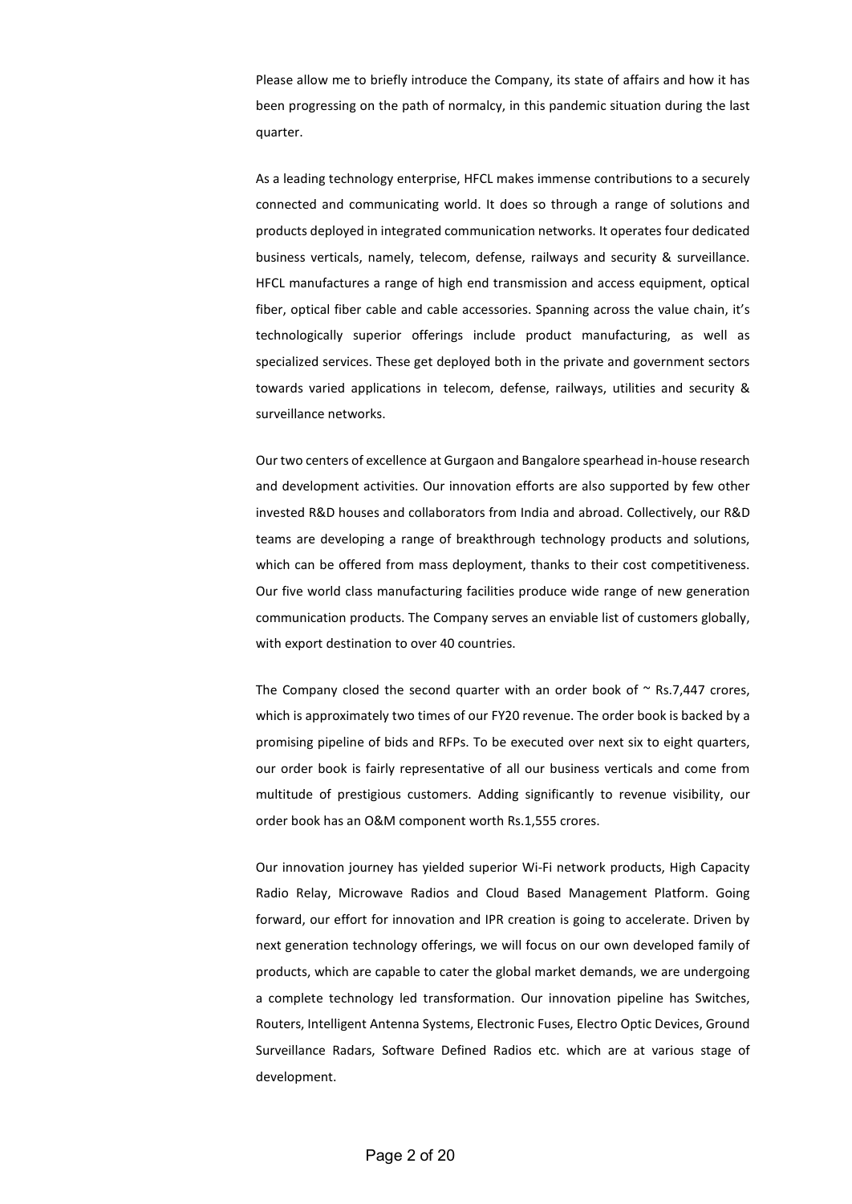Please allow me to briefly introduce the Company, its state of affairs and how it has been progressing on the path of normalcy, in this pandemic situation during the last quarter.

As a leading technology enterprise, HFCL makes immense contributions to a securely connected and communicating world. It does so through a range of solutions and products deployed in integrated communication networks. It operates four dedicated business verticals, namely, telecom, defense, railways and security & surveillance. HFCL manufactures a range of high end transmission and access equipment, optical fiber, optical fiber cable and cable accessories. Spanning across the value chain, it's technologically superior offerings include product manufacturing, as well as specialized services. These get deployed both in the private and government sectors towards varied applications in telecom, defense, railways, utilities and security & surveillance networks.

Our two centers of excellence at Gurgaon and Bangalore spearhead in-house research and development activities. Our innovation efforts are also supported by few other invested R&D houses and collaborators from India and abroad. Collectively, our R&D teams are developing a range of breakthrough technology products and solutions, which can be offered from mass deployment, thanks to their cost competitiveness. Our five world class manufacturing facilities produce wide range of new generation communication products. The Company serves an enviable list of customers globally, with export destination to over 40 countries.

The Company closed the second quarter with an order book of ~ Rs.7,447 crores, which is approximately two times of our FY20 revenue. The order book is backed by a promising pipeline of bids and RFPs. To be executed over next six to eight quarters, our order book is fairly representative of all our business verticals and come from multitude of prestigious customers. Adding significantly to revenue visibility, our order book has an O&M component worth Rs.1,555 crores.

Our innovation journey has yielded superior Wi-Fi network products, High Capacity Radio Relay, Microwave Radios and Cloud Based Management Platform. Going forward, our effort for innovation and IPR creation is going to accelerate. Driven by next generation technology offerings, we will focus on our own developed family of products, which are capable to cater the global market demands, we are undergoing a complete technology led transformation. Our innovation pipeline has Switches, Routers, Intelligent Antenna Systems, Electronic Fuses, Electro Optic Devices, Ground Surveillance Radars, Software Defined Radios etc. which are at various stage of development.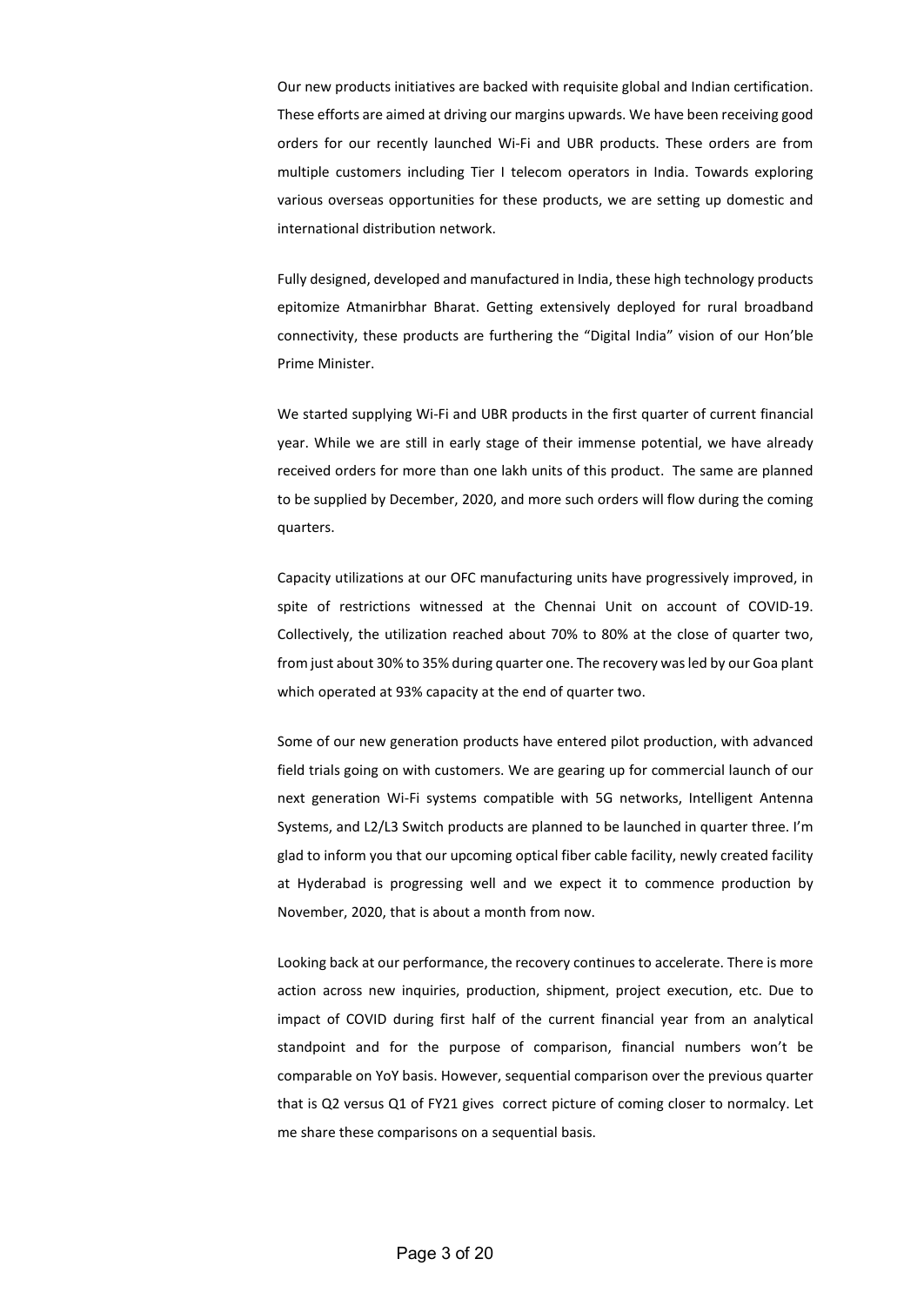Our new products initiatives are backed with requisite global and Indian certification. These efforts are aimed at driving our margins upwards. We have been receiving good orders for our recently launched Wi-Fi and UBR products. These orders are from multiple customers including Tier I telecom operators in India. Towards exploring various overseas opportunities for these products, we are setting up domestic and international distribution network.

Fully designed, developed and manufactured in India, these high technology products epitomize Atmanirbhar Bharat. Getting extensively deployed for rural broadband connectivity, these products are furthering the "Digital India" vision of our Hon'ble Prime Minister.

We started supplying Wi-Fi and UBR products in the first quarter of current financial year. While we are still in early stage of their immense potential, we have already received orders for more than one lakh units of this product. The same are planned to be supplied by December, 2020, and more such orders will flow during the coming quarters.

Capacity utilizations at our OFC manufacturing units have progressively improved, in spite of restrictions witnessed at the Chennai Unit on account of COVID-19. Collectively, the utilization reached about 70% to 80% at the close of quarter two, from just about 30% to 35% during quarter one. The recovery was led by our Goa plant which operated at 93% capacity at the end of quarter two.

Some of our new generation products have entered pilot production, with advanced field trials going on with customers. We are gearing up for commercial launch of our next generation Wi-Fi systems compatible with 5G networks, Intelligent Antenna Systems, and L2/L3 Switch products are planned to be launched in quarter three. I'm glad to inform you that our upcoming optical fiber cable facility, newly created facility at Hyderabad is progressing well and we expect it to commence production by November, 2020, that is about a month from now.

Looking back at our performance, the recovery continues to accelerate. There is more action across new inquiries, production, shipment, project execution, etc. Due to impact of COVID during first half of the current financial year from an analytical standpoint and for the purpose of comparison, financial numbers won't be comparable on YoY basis. However, sequential comparison over the previous quarter that is Q2 versus Q1 of FY21 gives correct picture of coming closer to normalcy. Let me share these comparisons on a sequential basis.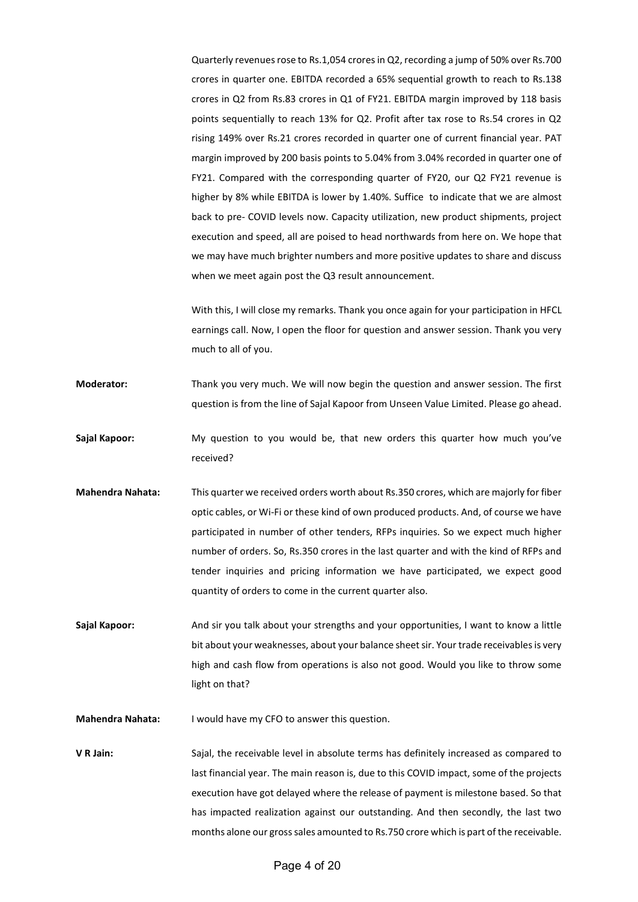Quarterly revenues rose to Rs.1,054 crores in Q2, recording a jump of 50% over Rs.700 crores in quarter one. EBITDA recorded a 65% sequential growth to reach to Rs.138 crores in Q2 from Rs.83 crores in Q1 of FY21. EBITDA margin improved by 118 basis points sequentially to reach 13% for Q2. Profit after tax rose to Rs.54 crores in Q2 rising 149% over Rs.21 crores recorded in quarter one of current financial year. PAT margin improved by 200 basis points to 5.04% from 3.04% recorded in quarter one of FY21. Compared with the corresponding quarter of FY20, our Q2 FY21 revenue is higher by 8% while EBITDA is lower by 1.40%. Suffice to indicate that we are almost back to pre- COVID levels now. Capacity utilization, new product shipments, project execution and speed, all are poised to head northwards from here on. We hope that we may have much brighter numbers and more positive updates to share and discuss when we meet again post the Q3 result announcement.

With this, I will close my remarks. Thank you once again for your participation in HFCL earnings call. Now, I open the floor for question and answer session. Thank you very much to all of you.

**Moderator:** Thank you very much. We will now begin the question and answer session. The first question is from the line of Sajal Kapoor from Unseen Value Limited. Please go ahead.

**Sajal Kapoor:** My question to you would be, that new orders this quarter how much you've received?

**Mahendra Nahata:** This quarter we received orders worth about Rs.350 crores, which are majorly for fiber optic cables, or Wi-Fi or these kind of own produced products. And, of course we have participated in number of other tenders, RFPs inquiries. So we expect much higher number of orders. So, Rs.350 crores in the last quarter and with the kind of RFPs and tender inquiries and pricing information we have participated, we expect good quantity of orders to come in the current quarter also.

**Sajal Kapoor:** And sir you talk about your strengths and your opportunities, I want to know a little bit about your weaknesses, about your balance sheet sir. Your trade receivables is very high and cash flow from operations is also not good. Would you like to throw some light on that?

**Mahendra Nahata:** I would have my CFO to answer this question.

**V R Jain:** Sajal, the receivable level in absolute terms has definitely increased as compared to last financial year. The main reason is, due to this COVID impact, some of the projects execution have got delayed where the release of payment is milestone based. So that has impacted realization against our outstanding. And then secondly, the last two months alone our gross sales amounted to Rs.750 crore which is part of the receivable.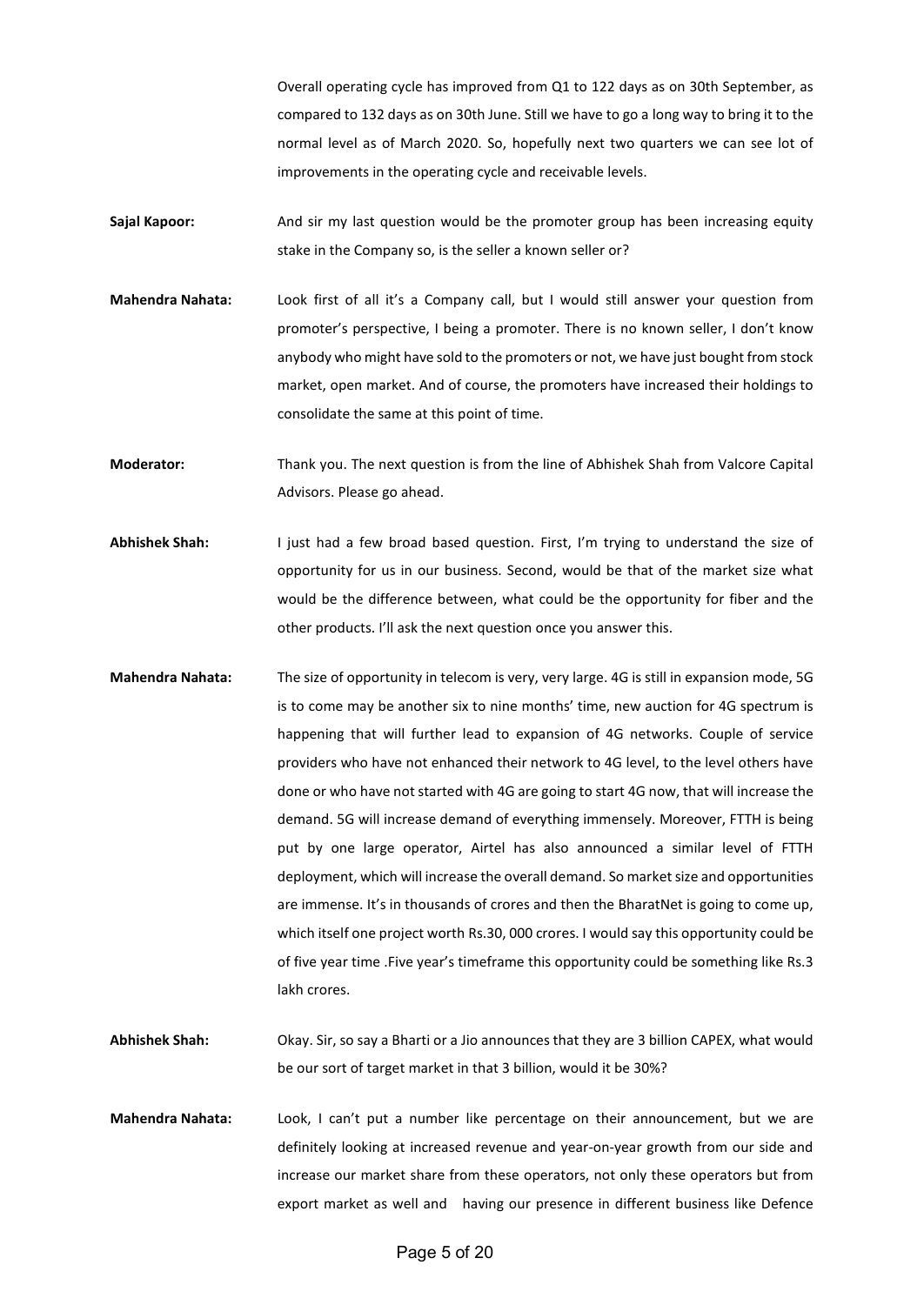Overall operating cycle has improved from Q1 to 122 days as on 30th September, as compared to 132 days as on 30th June. Still we have to go a long way to bring it to the normal level as of March 2020. So, hopefully next two quarters we can see lot of improvements in the operating cycle and receivable levels.

**Sajal Kapoor:** And sir my last question would be the promoter group has been increasing equity stake in the Company so, is the seller a known seller or?

**Mahendra Nahata:** Look first of all it's a Company call, but I would still answer your question from promoter's perspective, I being a promoter. There is no known seller, I don't know anybody who might have sold to the promoters or not, we have just bought from stock market, open market. And of course, the promoters have increased their holdings to consolidate the same at this point of time.

**Moderator:** Thank you. The next question is from the line of Abhishek Shah from Valcore Capital Advisors. Please go ahead.

**Abhishek Shah:** I just had a few broad based question. First, I'm trying to understand the size of opportunity for us in our business. Second, would be that of the market size what would be the difference between, what could be the opportunity for fiber and the other products. I'll ask the next question once you answer this.

**Mahendra Nahata:** The size of opportunity in telecom is very, very large. 4G is still in expansion mode, 5G is to come may be another six to nine months' time, new auction for 4G spectrum is happening that will further lead to expansion of 4G networks. Couple of service providers who have not enhanced their network to 4G level, to the level others have done or who have not started with 4G are going to start 4G now, that will increase the demand. 5G will increase demand of everything immensely. Moreover, FTTH is being put by one large operator, Airtel has also announced a similar level of FTTH deployment, which will increase the overall demand. So market size and opportunities are immense. It's in thousands of crores and then the BharatNet is going to come up, which itself one project worth Rs.30, 000 crores. I would say this opportunity could be of five year time .Five year's timeframe this opportunity could be something like Rs.3 lakh crores.

**Abhishek Shah:** Okay. Sir, so say a Bharti or a Jio announces that they are 3 billion CAPEX, what would be our sort of target market in that 3 billion, would it be 30%?

**Mahendra Nahata:** Look, I can't put a number like percentage on their announcement, but we are definitely looking at increased revenue and year-on-year growth from our side and increase our market share from these operators, not only these operators but from export market as well and having our presence in different business like Defence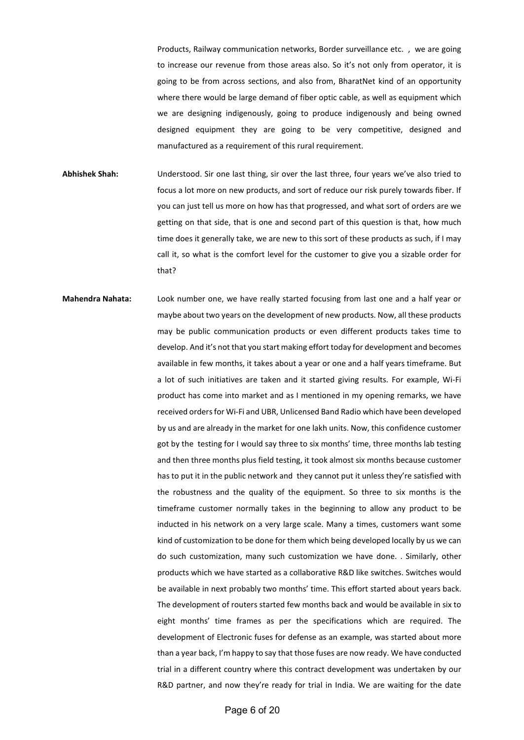Products, Railway communication networks, Border surveillance etc. , we are going to increase our revenue from those areas also. So it's not only from operator, it is going to be from across sections, and also from, BharatNet kind of an opportunity where there would be large demand of fiber optic cable, as well as equipment which we are designing indigenously, going to produce indigenously and being owned designed equipment they are going to be very competitive, designed and manufactured as a requirement of this rural requirement.

**Abhishek Shah:** Understood. Sir one last thing, sir over the last three, four years we've also tried to focus a lot more on new products, and sort of reduce our risk purely towards fiber. If you can just tell us more on how has that progressed, and what sort of orders are we getting on that side, that is one and second part of this question is that, how much time does it generally take, we are new to this sort of these products as such, if I may call it, so what is the comfort level for the customer to give you a sizable order for that?

**Mahendra Nahata:** Look number one, we have really started focusing from last one and a half year or maybe about two years on the development of new products. Now, all these products may be public communication products or even different products takes time to develop. And it's not that you start making effort today for development and becomes available in few months, it takes about a year or one and a half years timeframe. But a lot of such initiatives are taken and it started giving results. For example, Wi-Fi product has come into market and as I mentioned in my opening remarks, we have received orders for Wi-Fi and UBR, Unlicensed Band Radio which have been developed by us and are already in the market for one lakh units. Now, this confidence customer got by the testing for I would say three to six months' time, three months lab testing and then three months plus field testing, it took almost six months because customer has to put it in the public network and they cannot put it unless they're satisfied with the robustness and the quality of the equipment. So three to six months is the timeframe customer normally takes in the beginning to allow any product to be inducted in his network on a very large scale. Many a times, customers want some kind of customization to be done for them which being developed locally by us we can do such customization, many such customization we have done. . Similarly, other products which we have started as a collaborative R&D like switches. Switches would be available in next probably two months' time. This effort started about years back. The development of routers started few months back and would be available in six to eight months' time frames as per the specifications which are required. The development of Electronic fuses for defense as an example, was started about more than a year back, I'm happy to say that those fuses are now ready. We have conducted trial in a different country where this contract development was undertaken by our R&D partner, and now they're ready for trial in India. We are waiting for the date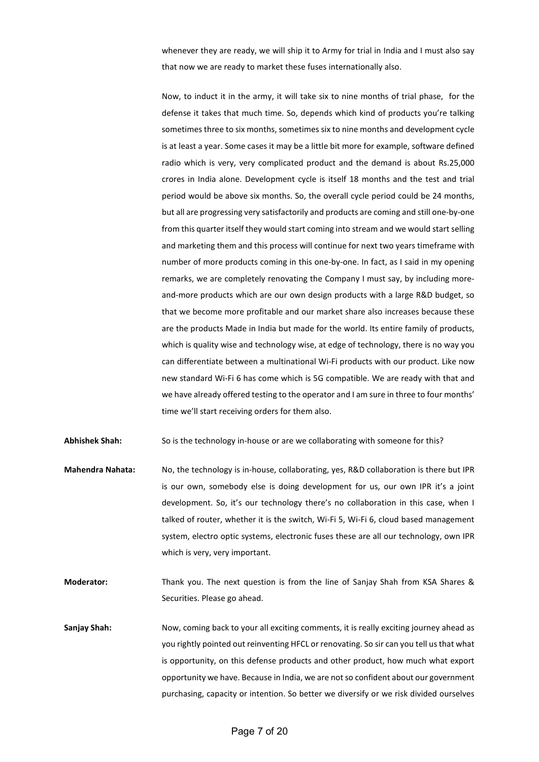whenever they are ready, we will ship it to Army for trial in India and I must also say that now we are ready to market these fuses internationally also.

Now, to induct it in the army, it will take six to nine months of trial phase, for the defense it takes that much time. So, depends which kind of products you're talking sometimes three to six months, sometimes six to nine months and development cycle is at least a year. Some cases it may be a little bit more for example, software defined radio which is very, very complicated product and the demand is about Rs.25,000 crores in India alone. Development cycle is itself 18 months and the test and trial period would be above six months. So, the overall cycle period could be 24 months, but all are progressing very satisfactorily and products are coming and still one-by-one from this quarter itself they would start coming into stream and we would start selling and marketing them and this process will continue for next two years timeframe with number of more products coming in this one-by-one. In fact, as I said in my opening remarks, we are completely renovating the Company I must say, by including more-and-more products which are our own design products with a large R&D budget, so that we become more profitable and our market share also increases because these are the products Made in India but made for the world. Its entire family of products, which is quality wise and technology wise, at edge of technology, there is no way you can differentiate between a multinational Wi-Fi products with our product. Like now new standard Wi-Fi 6 has come which is 5G compatible. We are ready with that and we have already offered testing to the operator and I am sure in three to four months' time we'll start receiving orders for them also.

**Abhishek Shah:** So is the technology in-house or are we collaborating with someone for this?

**Mahendra Nahata:** No, the technology is in-house, collaborating, yes, R&D collaboration is there but IPR is our own, somebody else is doing development for us, our own IPR it's a joint development. So, it's our technology there's no collaboration in this case, when I talked of router, whether it is the switch, Wi-Fi 5, Wi-Fi 6, cloud based management system, electro optic systems, electronic fuses these are all our technology, own IPR which is very, very important.

**Moderator:** Thank you. The next question is from the line of Sanjay Shah from KSA Shares & Securities. Please go ahead.

**Sanjay Shah:** Now, coming back to your all exciting comments, it is really exciting journey ahead as you rightly pointed out reinventing HFCL or renovating. So sir can you tell us that what is opportunity, on this defense products and other product, how much what export opportunity we have. Because in India, we are not so confident about our government purchasing, capacity or intention. So better we diversify or we risk divided ourselves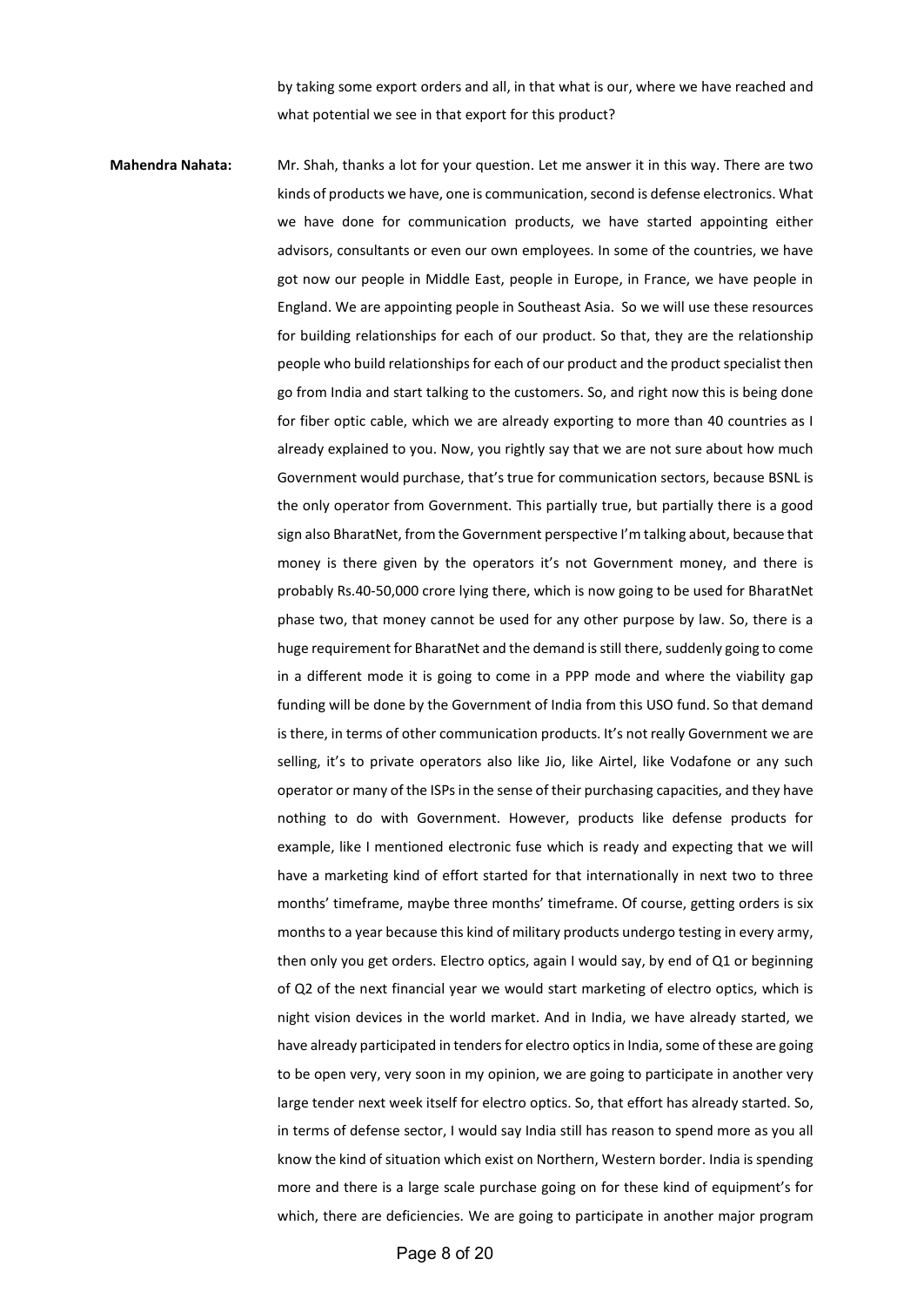by taking some export orders and all, in that what is our, where we have reached and what potential we see in that export for this product?

**Mahendra Nahata:** Mr. Shah, thanks a lot for your question. Let me answer it in this way. There are two kinds of products we have, one is communication, second is defense electronics. What we have done for communication products, we have started appointing either advisors, consultants or even our own employees. In some of the countries, we have got now our people in Middle East, people in Europe, in France, we have people in England. We are appointing people in Southeast Asia. So we will use these resources for building relationships for each of our product. So that, they are the relationship people who build relationships for each of our product and the product specialist then go from India and start talking to the customers. So, and right now this is being done for fiber optic cable, which we are already exporting to more than 40 countries as I already explained to you. Now, you rightly say that we are not sure about how much Government would purchase, that's true for communication sectors, because BSNL is the only operator from Government. This partially true, but partially there is a good sign also BharatNet, from the Government perspective I'm talking about, because that money is there given by the operators it's not Government money, and there is probably Rs.40-50,000 crore lying there, which is now going to be used for BharatNet phase two, that money cannot be used for any other purpose by law. So, there is a huge requirement for BharatNet and the demand is still there, suddenly going to come in a different mode it is going to come in a PPP mode and where the viability gap funding will be done by the Government of India from this USO fund. So that demand is there, in terms of other communication products. It's not really Government we are selling, it's to private operators also like Jio, like Airtel, like Vodafone or any such operator or many of the ISPs in the sense of their purchasing capacities, and they have nothing to do with Government. However, products like defense products for example, like I mentioned electronic fuse which is ready and expecting that we will have a marketing kind of effort started for that internationally in next two to three months' timeframe, maybe three months' timeframe. Of course, getting orders is six months to a year because this kind of military products undergo testing in every army, then only you get orders. Electro optics, again I would say, by end of Q1 or beginning of Q2 of the next financial year we would start marketing of electro optics, which is night vision devices in the world market. And in India, we have already started, we have already participated in tenders for electro optics in India, some of these are going to be open very, very soon in my opinion, we are going to participate in another very large tender next week itself for electro optics. So, that effort has already started. So, in terms of defense sector, I would say India still has reason to spend more as you all know the kind of situation which exist on Northern, Western border. India is spending more and there is a large scale purchase going on for these kind of equipment's for which, there are deficiencies. We are going to participate in another major program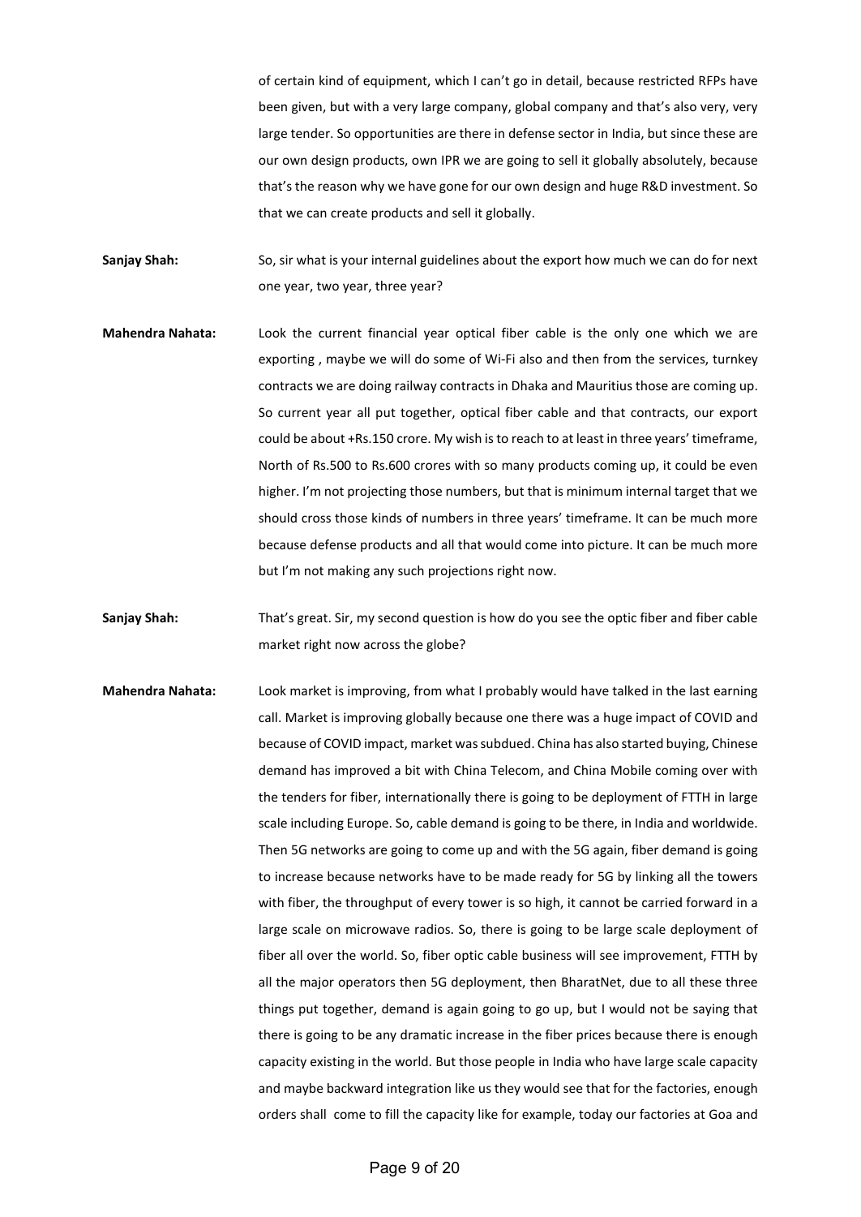of certain kind of equipment, which I can't go in detail, because restricted RFPs have been given, but with a very large company, global company and that's also very, very large tender. So opportunities are there in defense sector in India, but since these are our own design products, own IPR we are going to sell it globally absolutely, because that's the reason why we have gone for our own design and huge R&D investment. So that we can create products and sell it globally.

**Sanjay Shah:** So, sir what is your internal guidelines about the export how much we can do for next one year, two year, three year?

**Mahendra Nahata:** Look the current financial year optical fiber cable is the only one which we are exporting , maybe we will do some of Wi-Fi also and then from the services, turnkey contracts we are doing railway contracts in Dhaka and Mauritius those are coming up. So current year all put together, optical fiber cable and that contracts, our export could be about +Rs.150 crore. My wish is to reach to at least in three years' timeframe, North of Rs.500 to Rs.600 crores with so many products coming up, it could be even higher. I'm not projecting those numbers, but that is minimum internal target that we should cross those kinds of numbers in three years' timeframe. It can be much more because defense products and all that would come into picture. It can be much more but I'm not making any such projections right now.

**Sanjay Shah:** That's great. Sir, my second question is how do you see the optic fiber and fiber cable market right now across the globe?

**Mahendra Nahata:** Look market is improving, from what I probably would have talked in the last earning call. Market is improving globally because one there was a huge impact of COVID and because of COVID impact, market was subdued. China has also started buying, Chinese demand has improved a bit with China Telecom, and China Mobile coming over with the tenders for fiber, internationally there is going to be deployment of FTTH in large scale including Europe. So, cable demand is going to be there, in India and worldwide. Then 5G networks are going to come up and with the 5G again, fiber demand is going to increase because networks have to be made ready for 5G by linking all the towers with fiber, the throughput of every tower is so high, it cannot be carried forward in a large scale on microwave radios. So, there is going to be large scale deployment of fiber all over the world. So, fiber optic cable business will see improvement, FTTH by all the major operators then 5G deployment, then BharatNet, due to all these three things put together, demand is again going to go up, but I would not be saying that there is going to be any dramatic increase in the fiber prices because there is enough capacity existing in the world. But those people in India who have large scale capacity and maybe backward integration like us they would see that for the factories, enough orders shall come to fill the capacity like for example, today our factories at Goa and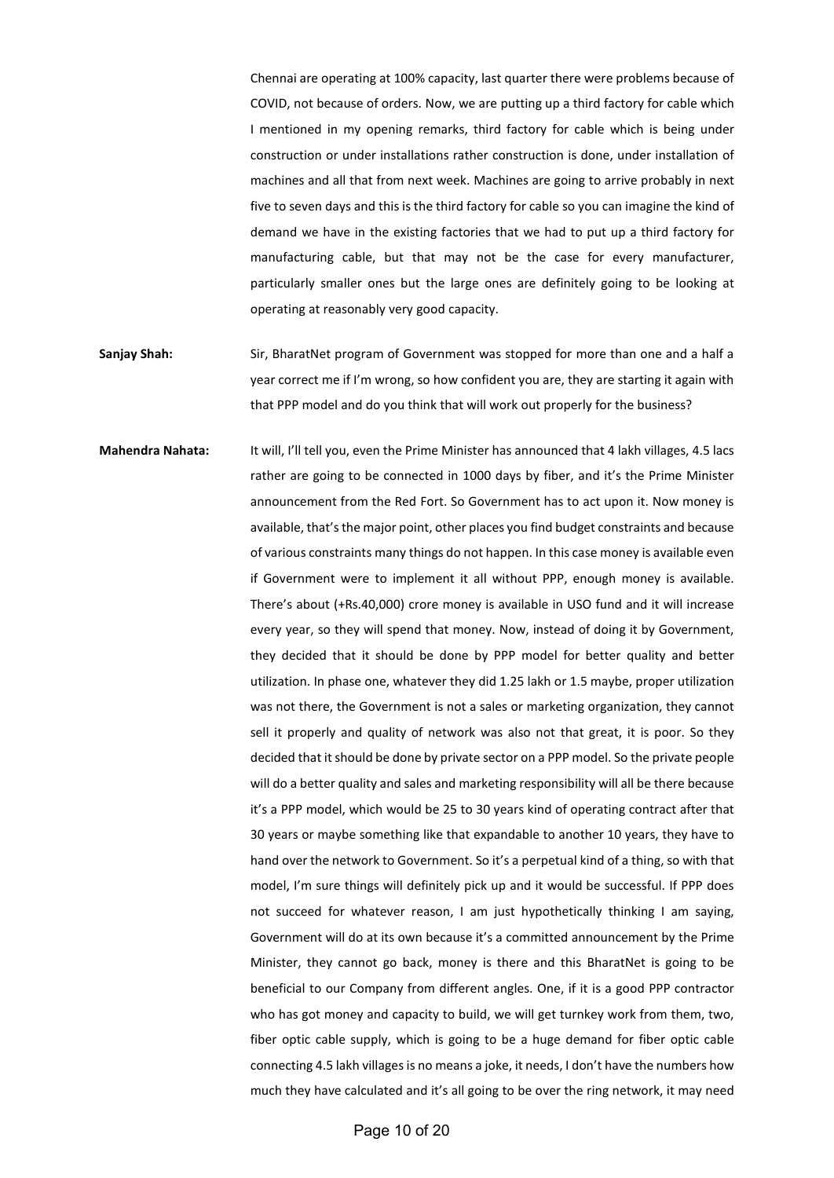Chennai are operating at 100% capacity, last quarter there were problems because of COVID, not because of orders. Now, we are putting up a third factory for cable which I mentioned in my opening remarks, third factory for cable which is being under construction or under installations rather construction is done, under installation of machines and all that from next week. Machines are going to arrive probably in next five to seven days and this is the third factory for cable so you can imagine the kind of demand we have in the existing factories that we had to put up a third factory for manufacturing cable, but that may not be the case for every manufacturer, particularly smaller ones but the large ones are definitely going to be looking at operating at reasonably very good capacity.

**Sanjay Shah:** Sir, BharatNet program of Government was stopped for more than one and a half a year correct me if I'm wrong, so how confident you are, they are starting it again with that PPP model and do you think that will work out properly for the business?

**Mahendra Nahata:** It will, I'll tell you, even the Prime Minister has announced that 4 lakh villages, 4.5 lacs rather are going to be connected in 1000 days by fiber, and it's the Prime Minister announcement from the Red Fort. So Government has to act upon it. Now money is available, that's the major point, other places you find budget constraints and because of various constraints many things do not happen. In this case money is available even if Government were to implement it all without PPP, enough money is available. There's about (+Rs.40,000) crore money is available in USO fund and it will increase every year, so they will spend that money. Now, instead of doing it by Government, they decided that it should be done by PPP model for better quality and better utilization. In phase one, whatever they did 1.25 lakh or 1.5 maybe, proper utilization was not there, the Government is not a sales or marketing organization, they cannot sell it properly and quality of network was also not that great, it is poor. So they decided that it should be done by private sector on a PPP model. So the private people will do a better quality and sales and marketing responsibility will all be there because it's a PPP model, which would be 25 to 30 years kind of operating contract after that 30 years or maybe something like that expandable to another 10 years, they have to hand over the network to Government. So it's a perpetual kind of a thing, so with that model, I'm sure things will definitely pick up and it would be successful. If PPP does not succeed for whatever reason, I am just hypothetically thinking I am saying, Government will do at its own because it's a committed announcement by the Prime Minister, they cannot go back, money is there and this BharatNet is going to be beneficial to our Company from different angles. One, if it is a good PPP contractor who has got money and capacity to build, we will get turnkey work from them, two, fiber optic cable supply, which is going to be a huge demand for fiber optic cable connecting 4.5 lakh villages is no means a joke, it needs, I don't have the numbers how much they have calculated and it's all going to be over the ring network, it may need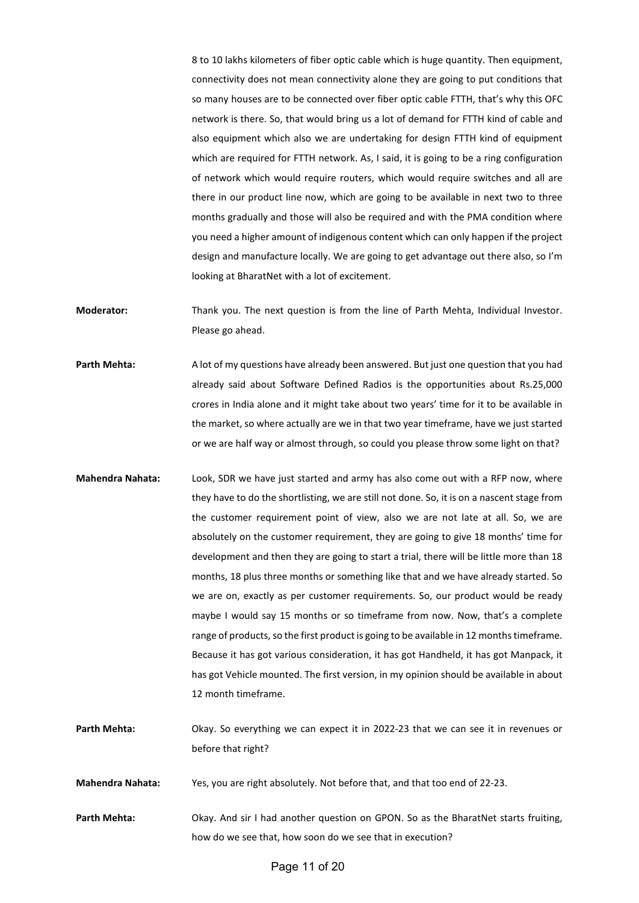8 to 10 lakhs kilometers of fiber optic cable which is huge quantity. Then equipment, connectivity does not mean connectivity alone they are going to put conditions that so many houses are to be connected over fiber optic cable FTTH, that's why this OFC network is there. So, that would bring us a lot of demand for FTTH kind of cable and also equipment which also we are undertaking for design FTTH kind of equipment which are required for FTTH network. As, I said, it is going to be a ring configuration of network which would require routers, which would require switches and all are there in our product line now, which are going to be available in next two to three months gradually and those will also be required and with the PMA condition where you need a higher amount of indigenous content which can only happen if the project design and manufacture locally. We are going to get advantage out there also, so I'm looking at BharatNet with a lot of excitement.

**Moderator:** Thank you. The next question is from the line of Parth Mehta, Individual Investor. Please go ahead.

**Parth Mehta:** A lot of my questions have already been answered. But just one question that you had already said about Software Defined Radios is the opportunities about Rs.25,000 crores in India alone and it might take about two years' time for it to be available in the market, so where actually are we in that two year timeframe, have we just started or we are half way or almost through, so could you please throw some light on that?

**Mahendra Nahata:** Look, SDR we have just started and army has also come out with a RFP now, where they have to do the shortlisting, we are still not done. So, it is on a nascent stage from the customer requirement point of view, also we are not late at all. So, we are absolutely on the customer requirement, they are going to give 18 months' time for development and then they are going to start a trial, there will be little more than 18 months, 18 plus three months or something like that and we have already started. So we are on, exactly as per customer requirements. So, our product would be ready maybe I would say 15 months or so timeframe from now. Now, that's a complete range of products, so the first product is going to be available in 12 months timeframe. Because it has got various consideration, it has got Handheld, it has got Manpack, it has got Vehicle mounted. The first version, in my opinion should be available in about 12 month timeframe.

**Parth Mehta:** Okay. So everything we can expect it in 2022-23 that we can see it in revenues or before that right?

**Mahendra Nahata:** Yes, you are right absolutely. Not before that, and that too end of 22-23.

**Parth Mehta:** Okay. And sir I had another question on GPON. So as the BharatNet starts fruiting, how do we see that, how soon do we see that in execution?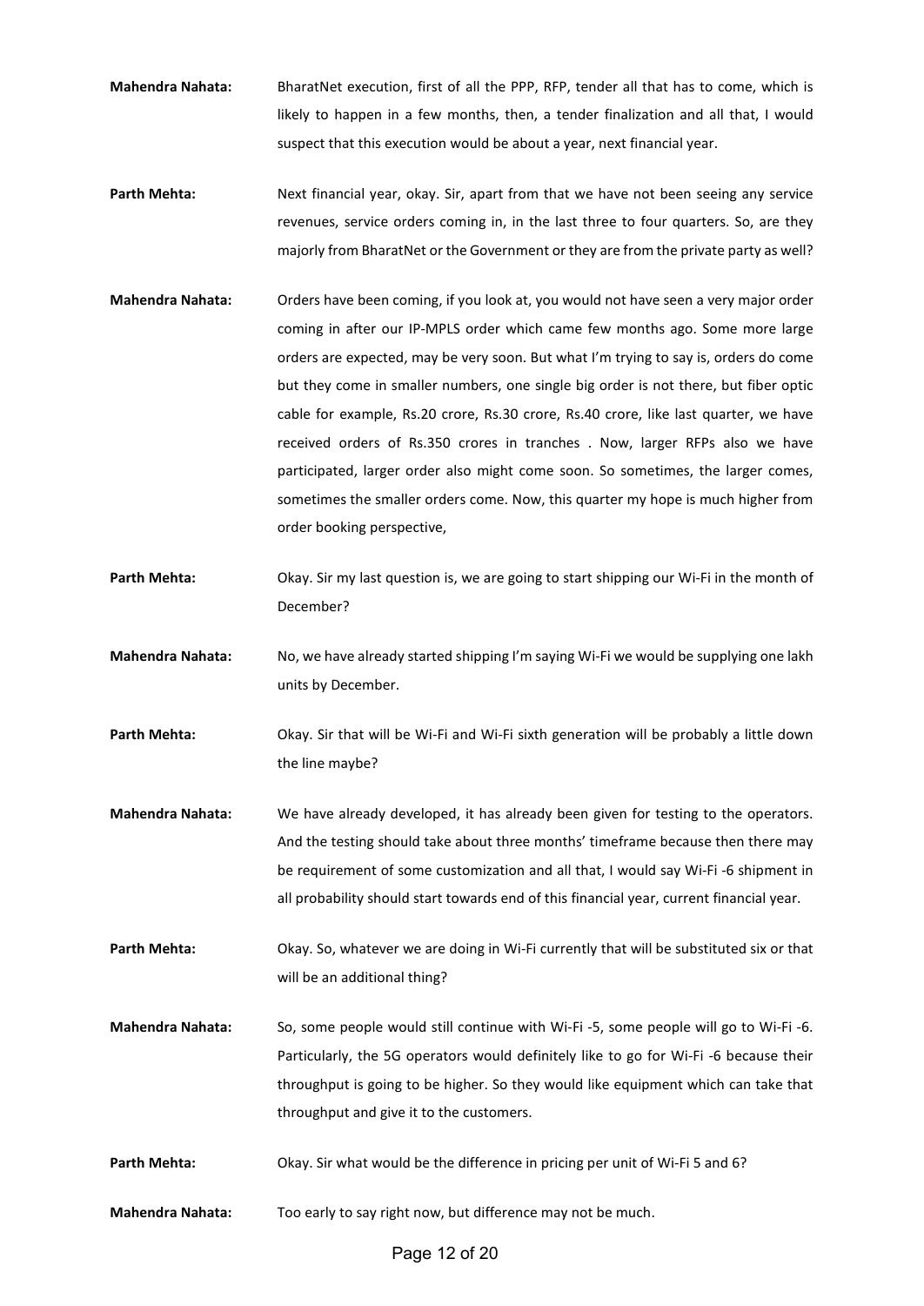**Mahendra Nahata:** BharatNet execution, first of all the PPP, RFP, tender all that has to come, which is likely to happen in a few months, then, a tender finalization and all that, I would suspect that this execution would be about a year, next financial year.

**Parth Mehta:** Next financial year, okay. Sir, apart from that we have not been seeing any service revenues, service orders coming in, in the last three to four quarters. So, are they majorly from BharatNet or the Government or they are from the private party as well?

**Mahendra Nahata:** Orders have been coming, if you look at, you would not have seen a very major order coming in after our IP-MPLS order which came few months ago. Some more large orders are expected, may be very soon. But what I'm trying to say is, orders do come but they come in smaller numbers, one single big order is not there, but fiber optic cable for example, Rs.20 crore, Rs.30 crore, Rs.40 crore, like last quarter, we have received orders of Rs.350 crores in tranches . Now, larger RFPs also we have participated, larger order also might come soon. So sometimes, the larger comes, sometimes the smaller orders come. Now, this quarter my hope is much higher from order booking perspective,

**Parth Mehta:** Okay. Sir my last question is, we are going to start shipping our Wi-Fi in the month of December?

**Mahendra Nahata:** No, we have already started shipping I'm saying Wi-Fi we would be supplying one lakh units by December.

**Parth Mehta:** Okay. Sir that will be Wi-Fi and Wi-Fi sixth generation will be probably a little down the line maybe?

**Mahendra Nahata:** We have already developed, it has already been given for testing to the operators. And the testing should take about three months' timeframe because then there may be requirement of some customization and all that, I would say Wi-Fi -6 shipment in all probability should start towards end of this financial year, current financial year.

**Parth Mehta:** Okay. So, whatever we are doing in Wi-Fi currently that will be substituted six or that will be an additional thing?

**Mahendra Nahata:** So, some people would still continue with Wi-Fi -5, some people will go to Wi-Fi -6. Particularly, the 5G operators would definitely like to go for Wi-Fi -6 because their throughput is going to be higher. So they would like equipment which can take that throughput and give it to the customers.

**Parth Mehta:** Okay. Sir what would be the difference in pricing per unit of Wi-Fi 5 and 6?

**Mahendra Nahata:** Too early to say right now, but difference may not be much.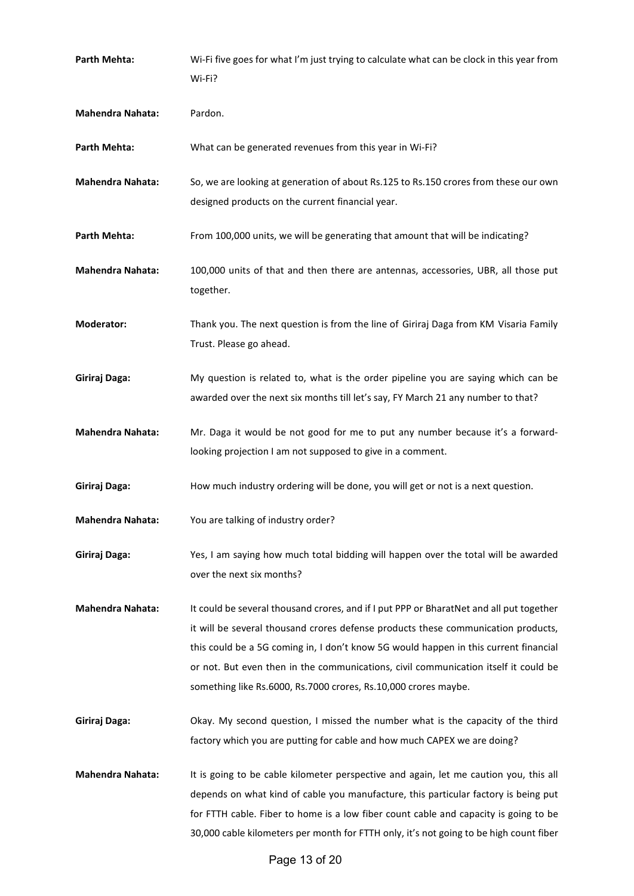**Parth Mehta:** Wi-Fi five goes for what I'm just trying to calculate what can be clock in this year from Wi-Fi?

**Mahendra Nahata:** Pardon.

**Parth Mehta:** What can be generated revenues from this year in Wi-Fi?

**Mahendra Nahata:** So, we are looking at generation of about Rs.125 to Rs.150 crores from these our own designed products on the current financial year.

**Parth Mehta:** From 100,000 units, we will be generating that amount that will be indicating?

**Mahendra Nahata:** 100,000 units of that and then there are antennas, accessories, UBR, all those put together.

**Moderator:** Thank you. The next question is from the line of Giriraj Daga from KM Visaria Family Trust. Please go ahead.

**Giriraj Daga:** My question is related to, what is the order pipeline you are saying which can be awarded over the next six months till let's say, FY March 21 any number to that?

**Mahendra Nahata:** Mr. Daga it would be not good for me to put any number because it's a forward-looking projection I am not supposed to give in a comment.

**Giriraj Daga:** How much industry ordering will be done, you will get or not is a next question.

**Mahendra Nahata:** You are talking of industry order?

**Giriraj Daga:** Yes, I am saying how much total bidding will happen over the total will be awarded over the next six months?

**Mahendra Nahata:** It could be several thousand crores, and if I put PPP or BharatNet and all put together it will be several thousand crores defense products these communication products, this could be a 5G coming in, I don't know 5G would happen in this current financial or not. But even then in the communications, civil communication itself it could be something like Rs.6000, Rs.7000 crores, Rs.10,000 crores maybe.

**Giriraj Daga:** Okay. My second question, I missed the number what is the capacity of the third factory which you are putting for cable and how much CAPEX we are doing?

**Mahendra Nahata:** It is going to be cable kilometer perspective and again, let me caution you, this all depends on what kind of cable you manufacture, this particular factory is being put for FTTH cable. Fiber to home is a low fiber count cable and capacity is going to be 30,000 cable kilometers per month for FTTH only, it's not going to be high count fiber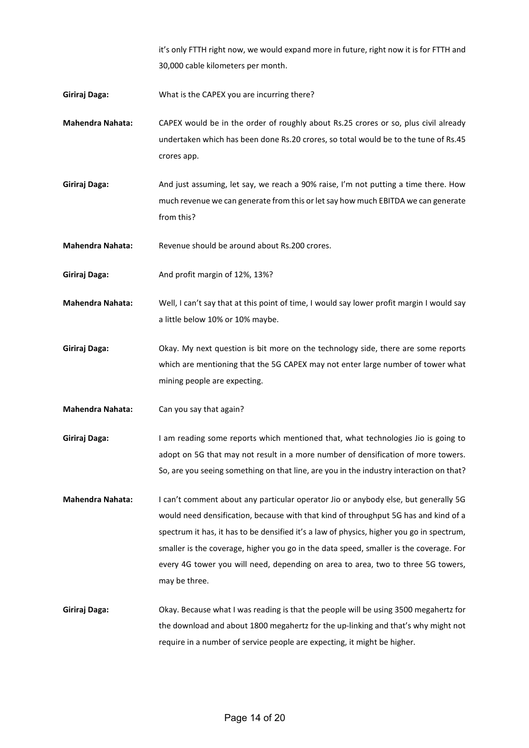it's only FTTH right now, we would expand more in future, right now it is for FTTH and 30,000 cable kilometers per month.

**Giriraj Daga:** What is the CAPEX you are incurring there?

**Mahendra Nahata:** CAPEX would be in the order of roughly about Rs.25 crores or so, plus civil already undertaken which has been done Rs.20 crores, so total would be to the tune of Rs.45 crores app.

**Giriraj Daga:** And just assuming, let say, we reach a 90% raise, I'm not putting a time there. How much revenue we can generate from this or let say how much EBITDA we can generate from this?

**Mahendra Nahata:** Revenue should be around about Rs.200 crores.

**Giriraj Daga:** And profit margin of 12%, 13%?

**Mahendra Nahata:** Well, I can't say that at this point of time, I would say lower profit margin I would say a little below 10% or 10% maybe.

**Giriraj Daga:** Okay. My next question is bit more on the technology side, there are some reports which are mentioning that the 5G CAPEX may not enter large number of tower what mining people are expecting.

**Mahendra Nahata:** Can you say that again?

**Giriraj Daga:** I am reading some reports which mentioned that, what technologies Jio is going to adopt on 5G that may not result in a more number of densification of more towers. So, are you seeing something on that line, are you in the industry interaction on that?

**Mahendra Nahata:** I can't comment about any particular operator Jio or anybody else, but generally 5G would need densification, because with that kind of throughput 5G has and kind of a spectrum it has, it has to be densified it's a law of physics, higher you go in spectrum, smaller is the coverage, higher you go in the data speed, smaller is the coverage. For every 4G tower you will need, depending on area to area, two to three 5G towers, may be three.

**Giriraj Daga:** Okay. Because what I was reading is that the people will be using 3500 megahertz for the download and about 1800 megahertz for the up-linking and that's why might not require in a number of service people are expecting, it might be higher.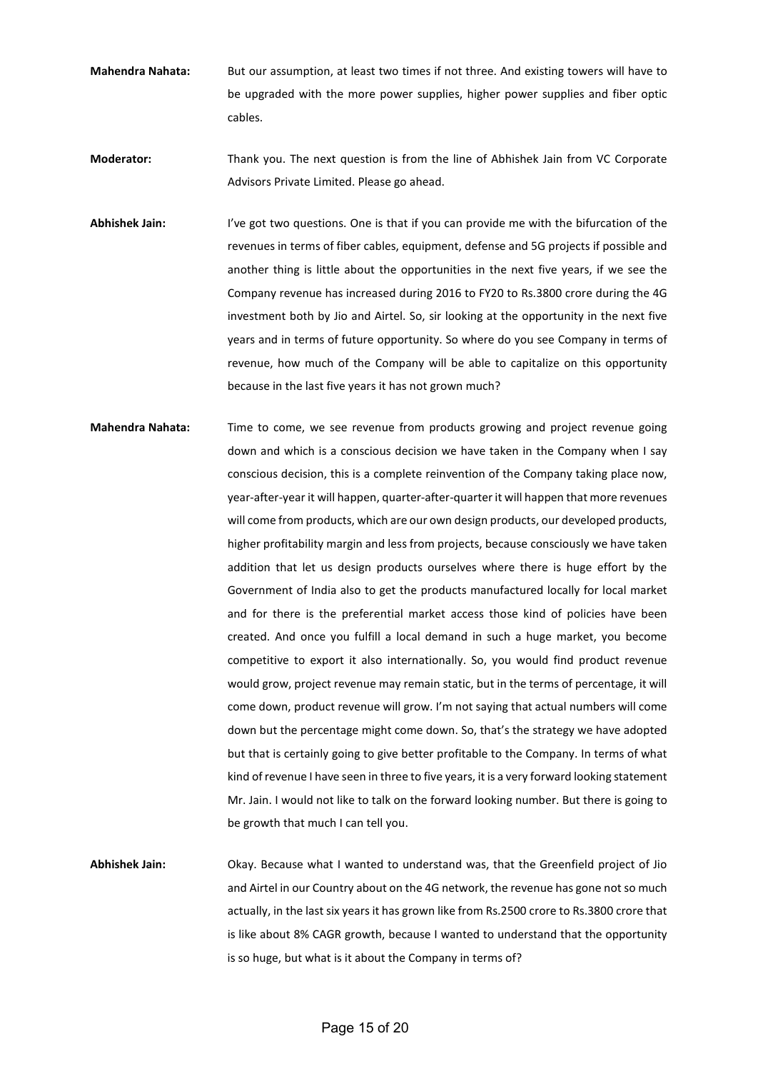**Mahendra Nahata:** But our assumption, at least two times if not three. And existing towers will have to be upgraded with the more power supplies, higher power supplies and fiber optic cables.

**Moderator:** Thank you. The next question is from the line of Abhishek Jain from VC Corporate Advisors Private Limited. Please go ahead.

**Abhishek Jain:** I've got two questions. One is that if you can provide me with the bifurcation of the revenues in terms of fiber cables, equipment, defense and 5G projects if possible and another thing is little about the opportunities in the next five years, if we see the Company revenue has increased during 2016 to FY20 to Rs.3800 crore during the 4G investment both by Jio and Airtel. So, sir looking at the opportunity in the next five years and in terms of future opportunity. So where do you see Company in terms of revenue, how much of the Company will be able to capitalize on this opportunity because in the last five years it has not grown much?

**Mahendra Nahata:** Time to come, we see revenue from products growing and project revenue going down and which is a conscious decision we have taken in the Company when I say conscious decision, this is a complete reinvention of the Company taking place now, year-after-year it will happen, quarter-after-quarter it will happen that more revenues will come from products, which are our own design products, our developed products, higher profitability margin and less from projects, because consciously we have taken addition that let us design products ourselves where there is huge effort by the Government of India also to get the products manufactured locally for local market and for there is the preferential market access those kind of policies have been created. And once you fulfill a local demand in such a huge market, you become competitive to export it also internationally. So, you would find product revenue would grow, project revenue may remain static, but in the terms of percentage, it will come down, product revenue will grow. I'm not saying that actual numbers will come down but the percentage might come down. So, that's the strategy we have adopted but that is certainly going to give better profitable to the Company. In terms of what kind of revenue I have seen in three to five years, it is a very forward looking statement Mr. Jain. I would not like to talk on the forward looking number. But there is going to be growth that much I can tell you.

**Abhishek Jain:** Okay. Because what I wanted to understand was, that the Greenfield project of Jio and Airtel in our Country about on the 4G network, the revenue has gone not so much actually, in the last six years it has grown like from Rs.2500 crore to Rs.3800 crore that is like about 8% CAGR growth, because I wanted to understand that the opportunity is so huge, but what is it about the Company in terms of?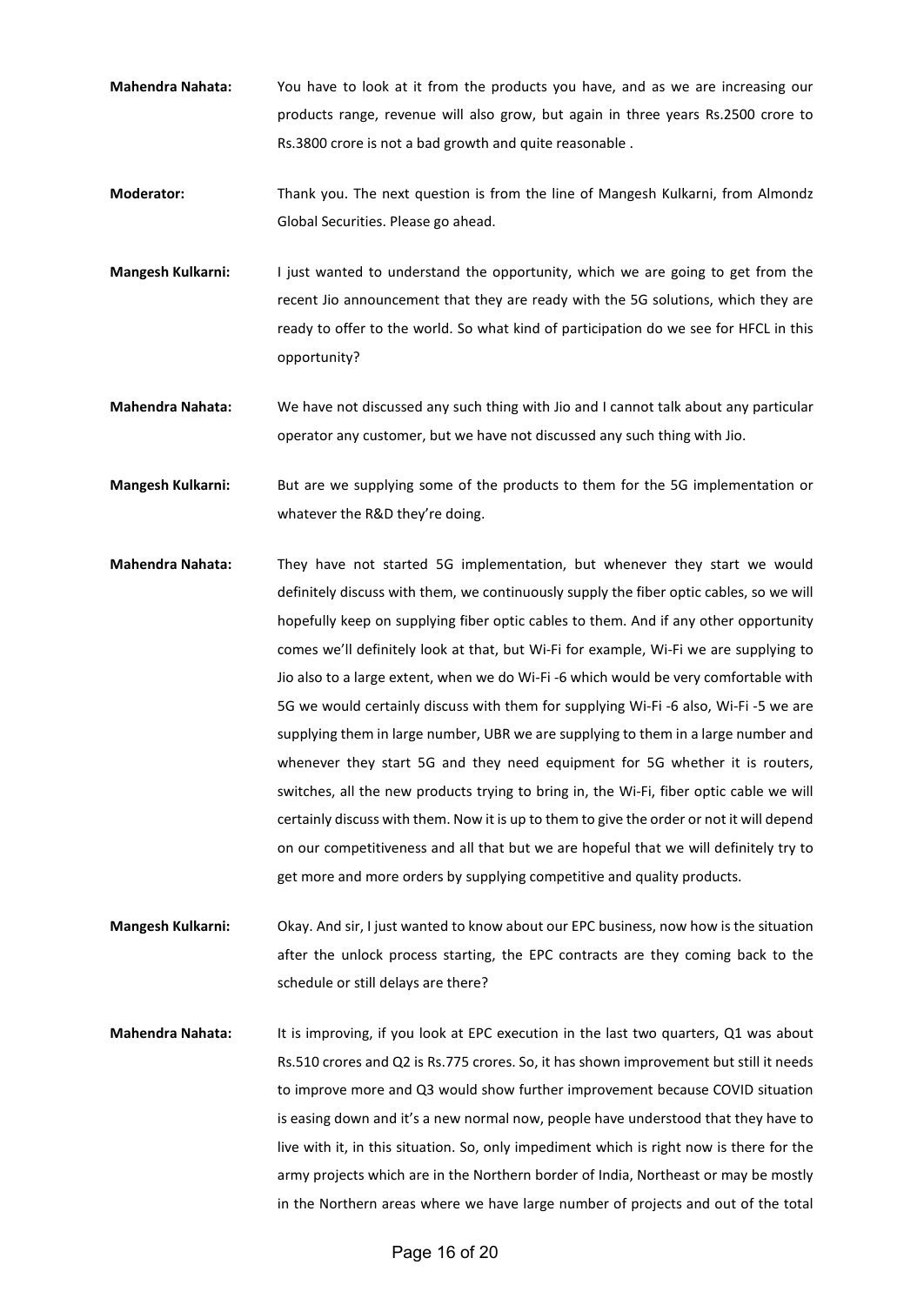**Mahendra Nahata:** You have to look at it from the products you have, and as we are increasing our products range, revenue will also grow, but again in three years Rs.2500 crore to Rs.3800 crore is not a bad growth and quite reasonable .

**Moderator:** Thank you. The next question is from the line of Mangesh Kulkarni, from Almondz Global Securities. Please go ahead.

**Mangesh Kulkarni:** I just wanted to understand the opportunity, which we are going to get from the recent Jio announcement that they are ready with the 5G solutions, which they are ready to offer to the world. So what kind of participation do we see for HFCL in this opportunity?

**Mahendra Nahata:** We have not discussed any such thing with Jio and I cannot talk about any particular operator any customer, but we have not discussed any such thing with Jio.

**Mangesh Kulkarni:** But are we supplying some of the products to them for the 5G implementation or whatever the R&D they're doing.

**Mahendra Nahata:** They have not started 5G implementation, but whenever they start we would definitely discuss with them, we continuously supply the fiber optic cables, so we will hopefully keep on supplying fiber optic cables to them. And if any other opportunity comes we'll definitely look at that, but Wi-Fi for example, Wi-Fi we are supplying to Jio also to a large extent, when we do Wi-Fi -6 which would be very comfortable with 5G we would certainly discuss with them for supplying Wi-Fi -6 also, Wi-Fi -5 we are supplying them in large number, UBR we are supplying to them in a large number and whenever they start 5G and they need equipment for 5G whether it is routers, switches, all the new products trying to bring in, the Wi-Fi, fiber optic cable we will certainly discuss with them. Now it is up to them to give the order or not it will depend on our competitiveness and all that but we are hopeful that we will definitely try to get more and more orders by supplying competitive and quality products.

**Mangesh Kulkarni:** Okay. And sir, I just wanted to know about our EPC business, now how is the situation after the unlock process starting, the EPC contracts are they coming back to the schedule or still delays are there?

**Mahendra Nahata:** It is improving, if you look at EPC execution in the last two quarters, Q1 was about Rs.510 crores and Q2 is Rs.775 crores. So, it has shown improvement but still it needs to improve more and Q3 would show further improvement because COVID situation is easing down and it's a new normal now, people have understood that they have to live with it, in this situation. So, only impediment which is right now is there for the army projects which are in the Northern border of India, Northeast or may be mostly in the Northern areas where we have large number of projects and out of the total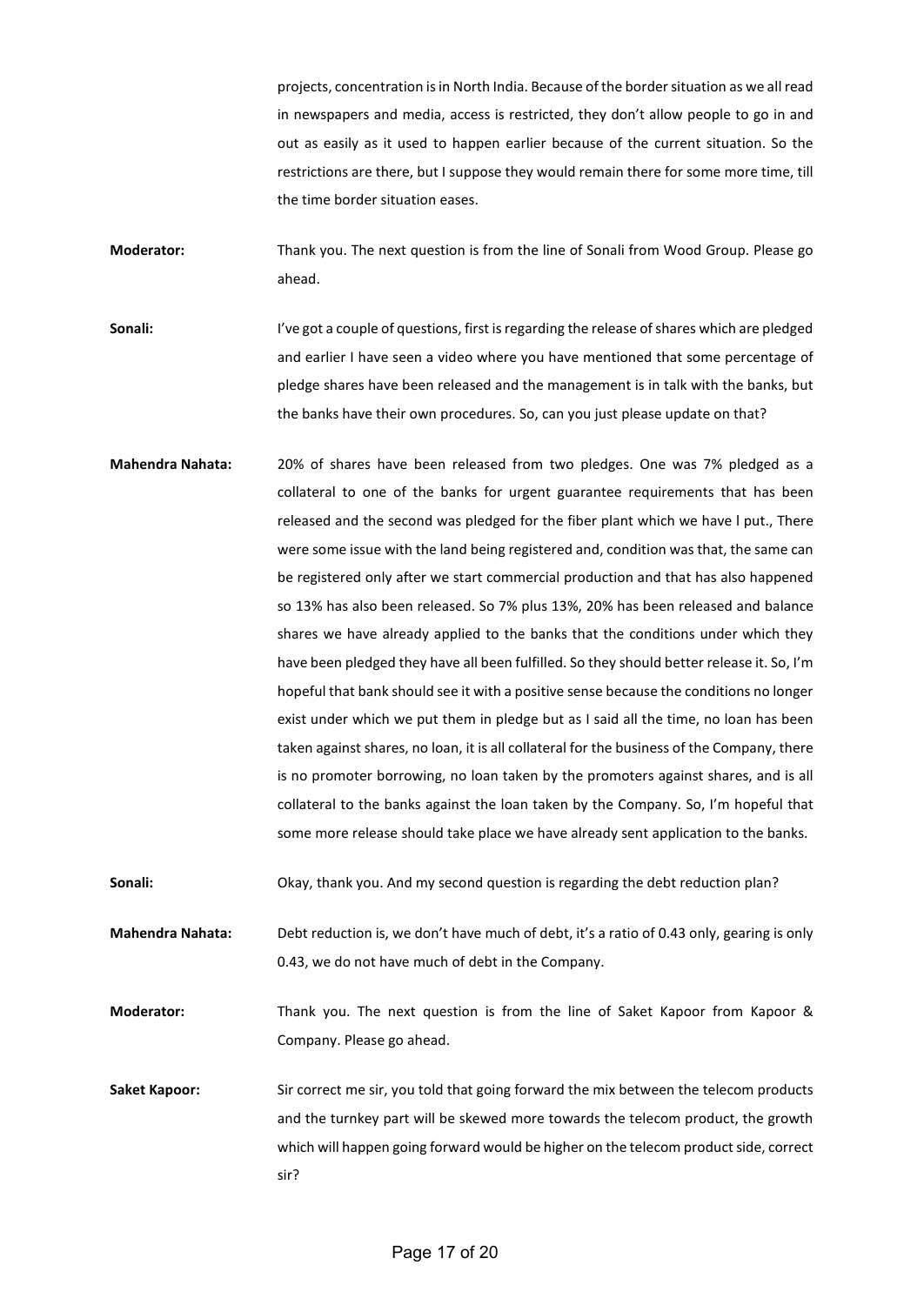projects, concentration is in North India. Because of the border situation as we all read in newspapers and media, access is restricted, they don't allow people to go in and out as easily as it used to happen earlier because of the current situation. So the restrictions are there, but I suppose they would remain there for some more time, till the time border situation eases.

**Moderator:** Thank you. The next question is from the line of Sonali from Wood Group. Please go ahead.

**Sonali:** I've got a couple of questions, first is regarding the release of shares which are pledged and earlier I have seen a video where you have mentioned that some percentage of pledge shares have been released and the management is in talk with the banks, but the banks have their own procedures. So, can you just please update on that?

**Mahendra Nahata:** 20% of shares have been released from two pledges. One was 7% pledged as a collateral to one of the banks for urgent guarantee requirements that has been released and the second was pledged for the fiber plant which we have l put., There were some issue with the land being registered and, condition was that, the same can be registered only after we start commercial production and that has also happened so 13% has also been released. So 7% plus 13%, 20% has been released and balance shares we have already applied to the banks that the conditions under which they have been pledged they have all been fulfilled. So they should better release it. So, I'm hopeful that bank should see it with a positive sense because the conditions no longer exist under which we put them in pledge but as I said all the time, no loan has been taken against shares, no loan, it is all collateral for the business of the Company, there is no promoter borrowing, no loan taken by the promoters against shares, and is all collateral to the banks against the loan taken by the Company. So, I'm hopeful that some more release should take place we have already sent application to the banks.

**Sonali:** Okay, thank you. And my second question is regarding the debt reduction plan?

**Mahendra Nahata:** Debt reduction is, we don't have much of debt, it's a ratio of 0.43 only, gearing is only 0.43, we do not have much of debt in the Company.

**Moderator:** Thank you. The next question is from the line of Saket Kapoor from Kapoor & Company. Please go ahead.

**Saket Kapoor:** Sir correct me sir, you told that going forward the mix between the telecom products and the turnkey part will be skewed more towards the telecom product, the growth which will happen going forward would be higher on the telecom product side, correct sir?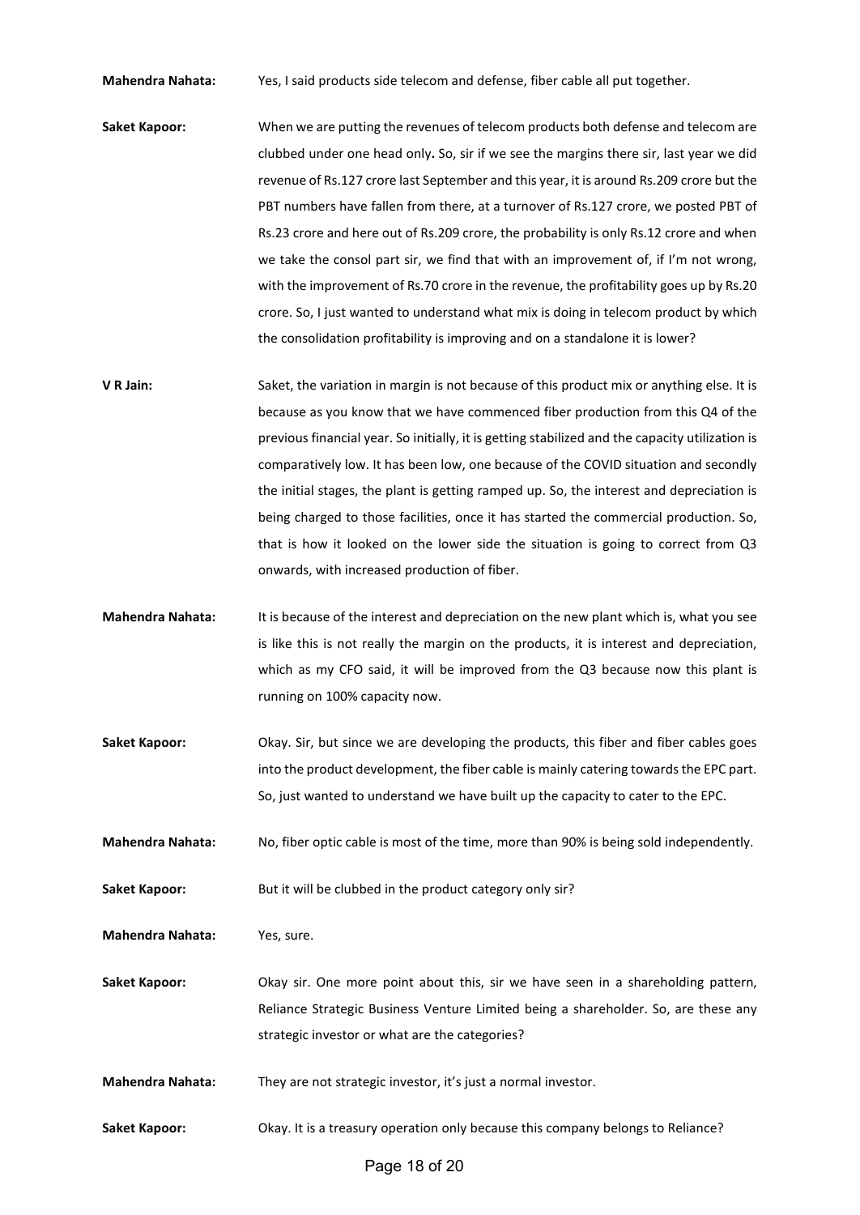**Mahendra Nahata:** Yes, I said products side telecom and defense, fiber cable all put together.

**Saket Kapoor:** When we are putting the revenues of telecom products both defense and telecom are clubbed under one head only**.** So, sir if we see the margins there sir, last year we did revenue of Rs.127 crore last September and this year, it is around Rs.209 crore but the PBT numbers have fallen from there, at a turnover of Rs.127 crore, we posted PBT of Rs.23 crore and here out of Rs.209 crore, the probability is only Rs.12 crore and when we take the consol part sir, we find that with an improvement of, if I'm not wrong, with the improvement of Rs.70 crore in the revenue, the profitability goes up by Rs.20 crore. So, I just wanted to understand what mix is doing in telecom product by which the consolidation profitability is improving and on a standalone it is lower?

**V R Jain:** Saket, the variation in margin is not because of this product mix or anything else. It is because as you know that we have commenced fiber production from this Q4 of the previous financial year. So initially, it is getting stabilized and the capacity utilization is comparatively low. It has been low, one because of the COVID situation and secondly the initial stages, the plant is getting ramped up. So, the interest and depreciation is being charged to those facilities, once it has started the commercial production. So, that is how it looked on the lower side the situation is going to correct from Q3 onwards, with increased production of fiber.

**Mahendra Nahata:** It is because of the interest and depreciation on the new plant which is, what you see is like this is not really the margin on the products, it is interest and depreciation, which as my CFO said, it will be improved from the Q3 because now this plant is running on 100% capacity now.

**Saket Kapoor:** Okay. Sir, but since we are developing the products, this fiber and fiber cables goes into the product development, the fiber cable is mainly catering towards the EPC part. So, just wanted to understand we have built up the capacity to cater to the EPC.

**Mahendra Nahata:** No, fiber optic cable is most of the time, more than 90% is being sold independently.

**Saket Kapoor:** But it will be clubbed in the product category only sir?

**Mahendra Nahata:** Yes, sure.

**Saket Kapoor:** Okay sir. One more point about this, sir we have seen in a shareholding pattern, Reliance Strategic Business Venture Limited being a shareholder. So, are these any strategic investor or what are the categories?

**Mahendra Nahata:** They are not strategic investor, it's just a normal investor.

**Saket Kapoor:** Okay. It is a treasury operation only because this company belongs to Reliance?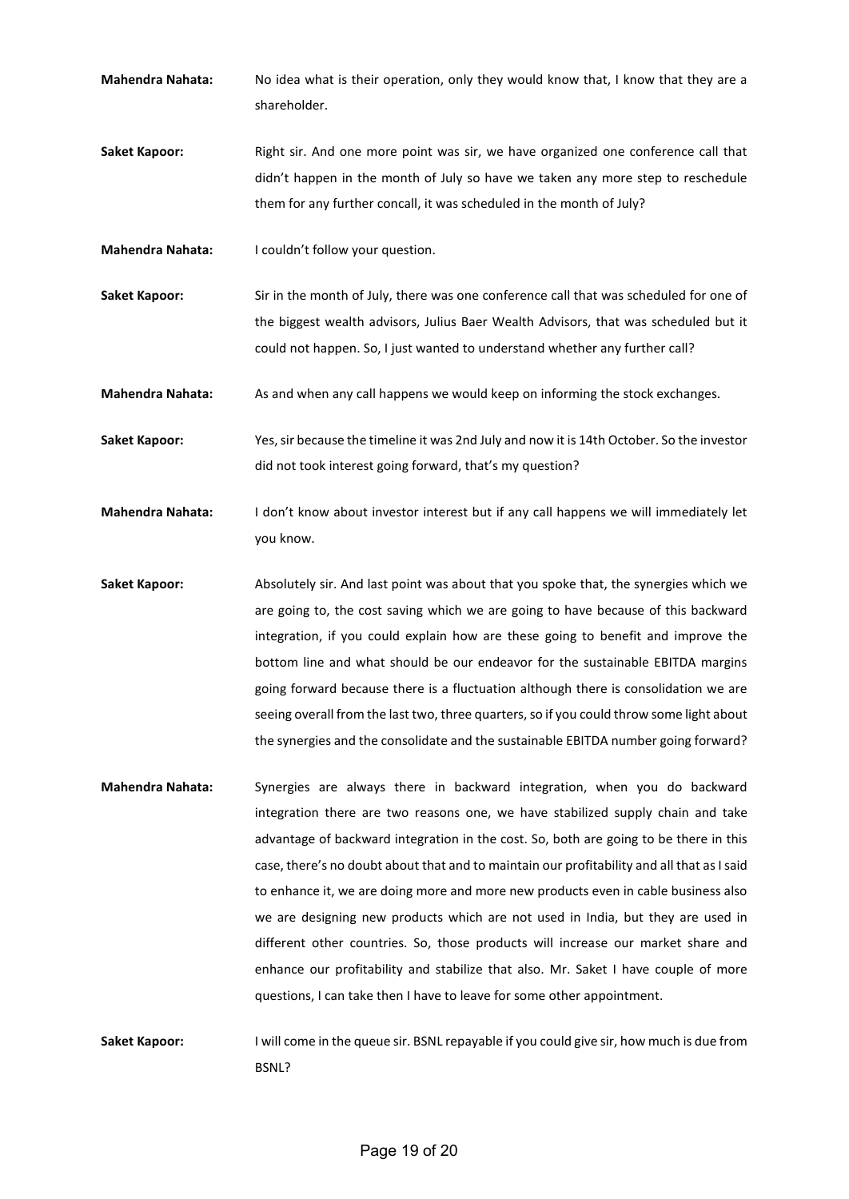**Mahendra Nahata:** No idea what is their operation, only they would know that, I know that they are a shareholder.

**Saket Kapoor:** Right sir. And one more point was sir, we have organized one conference call that didn't happen in the month of July so have we taken any more step to reschedule them for any further concall, it was scheduled in the month of July?

**Mahendra Nahata:** I couldn't follow your question.

**Saket Kapoor:** Sir in the month of July, there was one conference call that was scheduled for one of the biggest wealth advisors, Julius Baer Wealth Advisors, that was scheduled but it could not happen. So, I just wanted to understand whether any further call?

**Mahendra Nahata:** As and when any call happens we would keep on informing the stock exchanges.

**Saket Kapoor:** Yes, sir because the timeline it was 2nd July and now it is 14th October. So the investor did not took interest going forward, that's my question?

**Mahendra Nahata:** I don't know about investor interest but if any call happens we will immediately let you know.

**Saket Kapoor:** Absolutely sir. And last point was about that you spoke that, the synergies which we are going to, the cost saving which we are going to have because of this backward integration, if you could explain how are these going to benefit and improve the bottom line and what should be our endeavor for the sustainable EBITDA margins going forward because there is a fluctuation although there is consolidation we are seeing overall from the last two, three quarters, so if you could throw some light about the synergies and the consolidate and the sustainable EBITDA number going forward?

**Mahendra Nahata:** Synergies are always there in backward integration, when you do backward integration there are two reasons one, we have stabilized supply chain and take advantage of backward integration in the cost. So, both are going to be there in this case, there's no doubt about that and to maintain our profitability and all that as I said to enhance it, we are doing more and more new products even in cable business also we are designing new products which are not used in India, but they are used in different other countries. So, those products will increase our market share and enhance our profitability and stabilize that also. Mr. Saket I have couple of more questions, I can take then I have to leave for some other appointment.

**Saket Kapoor:** I will come in the queue sir. BSNL repayable if you could give sir, how much is due from BSNL?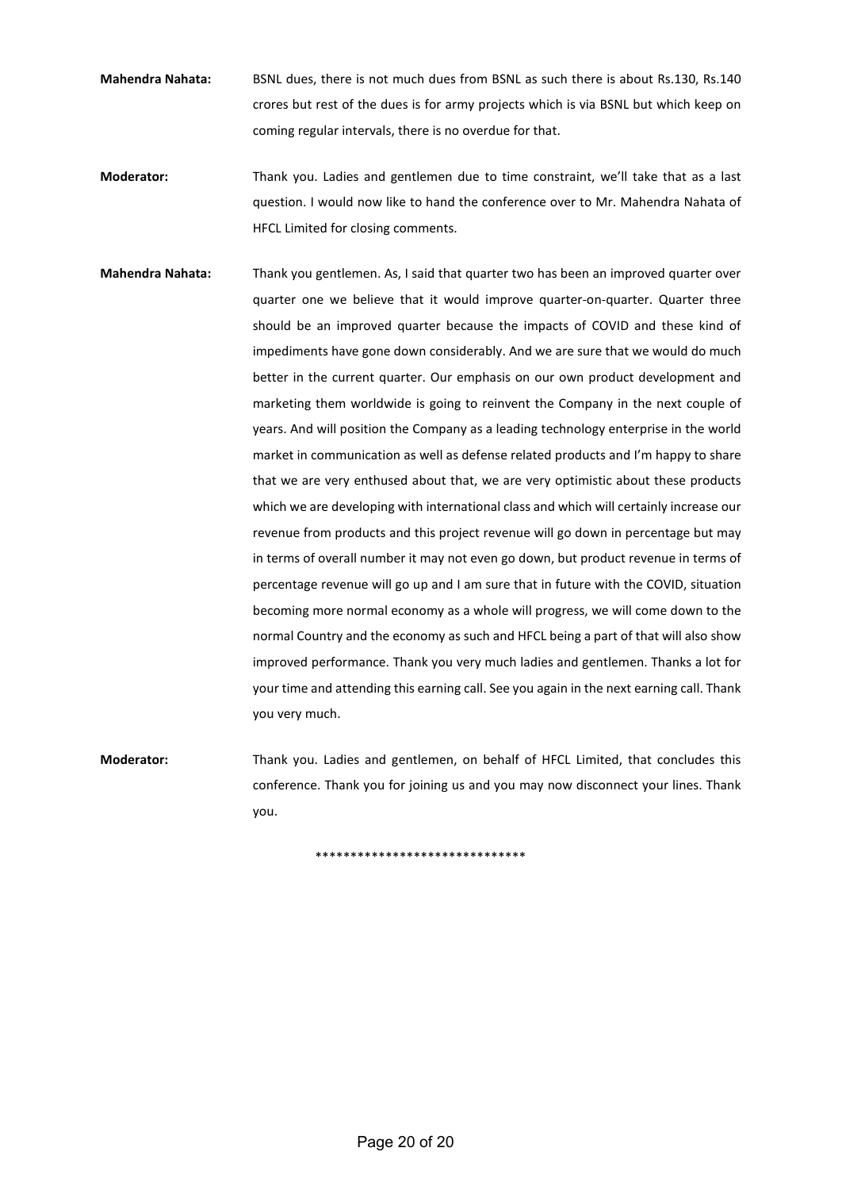**Mahendra Nahata:** BSNL dues, there is not much dues from BSNL as such there is about Rs.130, Rs.140 crores but rest of the dues is for army projects which is via BSNL but which keep on coming regular intervals, there is no overdue for that.

**Moderator:** Thank you. Ladies and gentlemen due to time constraint, we'll take that as a last question. I would now like to hand the conference over to Mr. Mahendra Nahata of HFCL Limited for closing comments.

**Mahendra Nahata:** Thank you gentlemen. As, I said that quarter two has been an improved quarter over quarter one we believe that it would improve quarter-on-quarter. Quarter three should be an improved quarter because the impacts of COVID and these kind of impediments have gone down considerably. And we are sure that we would do much better in the current quarter. Our emphasis on our own product development and marketing them worldwide is going to reinvent the Company in the next couple of years. And will position the Company as a leading technology enterprise in the world market in communication as well as defense related products and I'm happy to share that we are very enthused about that, we are very optimistic about these products which we are developing with international class and which will certainly increase our revenue from products and this project revenue will go down in percentage but may in terms of overall number it may not even go down, but product revenue in terms of percentage revenue will go up and I am sure that in future with the COVID, situation becoming more normal economy as a whole will progress, we will come down to the normal Country and the economy as such and HFCL being a part of that will also show improved performance. Thank you very much ladies and gentlemen. Thanks a lot for your time and attending this earning call. See you again in the next earning call. Thank you very much.

**Moderator:** Thank you. Ladies and gentlemen, on behalf of HFCL Limited, that concludes this conference. Thank you for joining us and you may now disconnect your lines. Thank you.

******************************